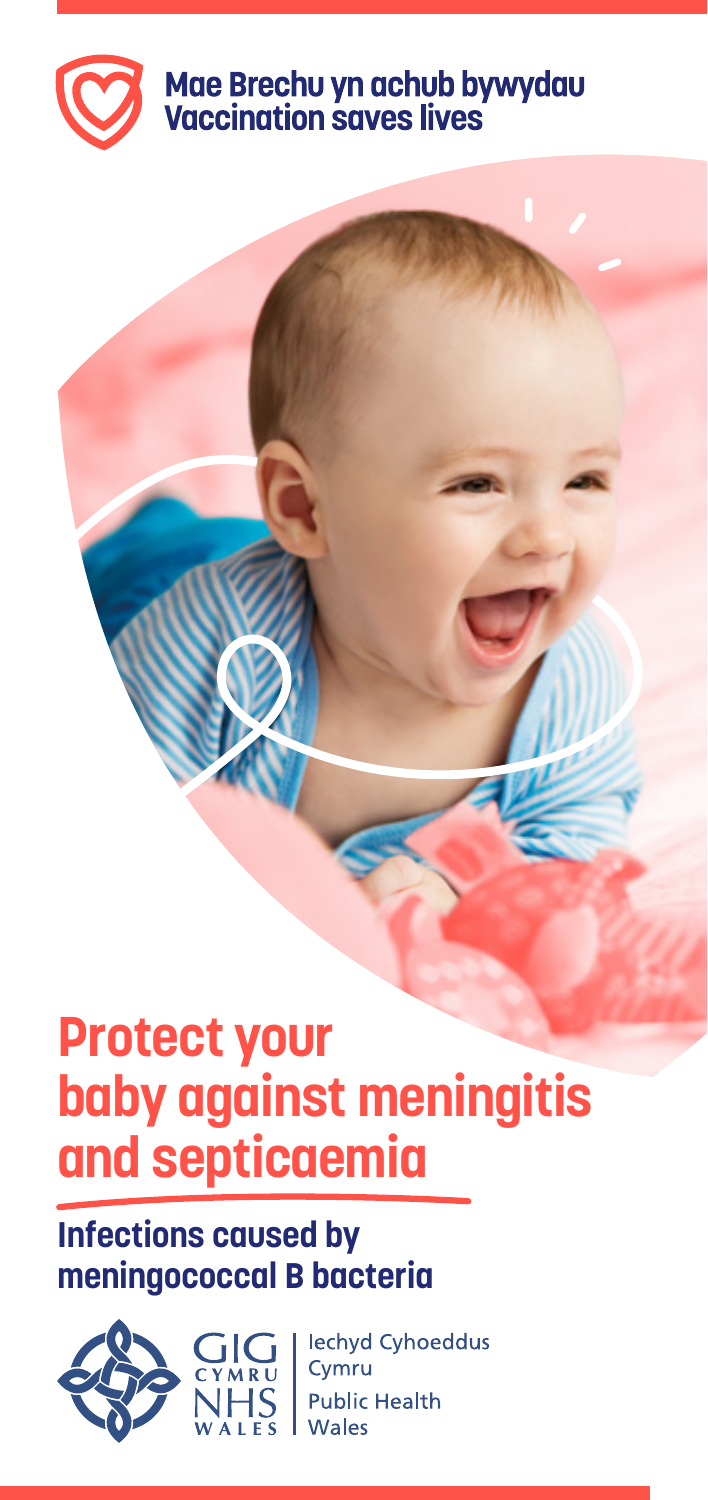Mae Brechu yn achub bywydau
Vaccination saves lives

# Protect your baby against meningitis and septicaemia

## Infections caused by meningococcal B bacteria

GIG CYMRU NHS WALES | Iechyd Cyhoeddus Cymru Public Health Wales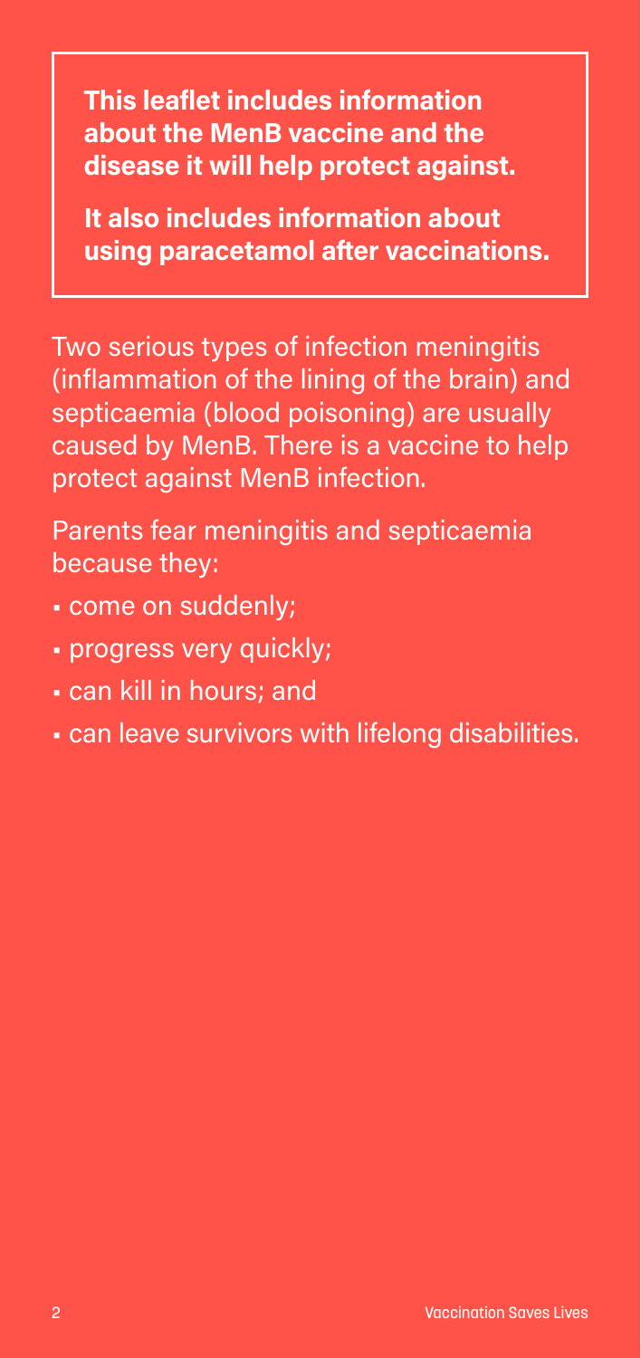**This leaflet includes information about the MenB vaccine and the disease it will help protect against.**

**It also includes information about using paracetamol after vaccinations.**

Two serious types of infection meningitis (inflammation of the lining of the brain) and septicaemia (blood poisoning) are usually caused by MenB. There is a vaccine to help protect against MenB infection.

Parents fear meningitis and septicaemia because they:

- come on suddenly;
- progress very quickly;
- can kill in hours; and
- can leave survivors with lifelong disabilities.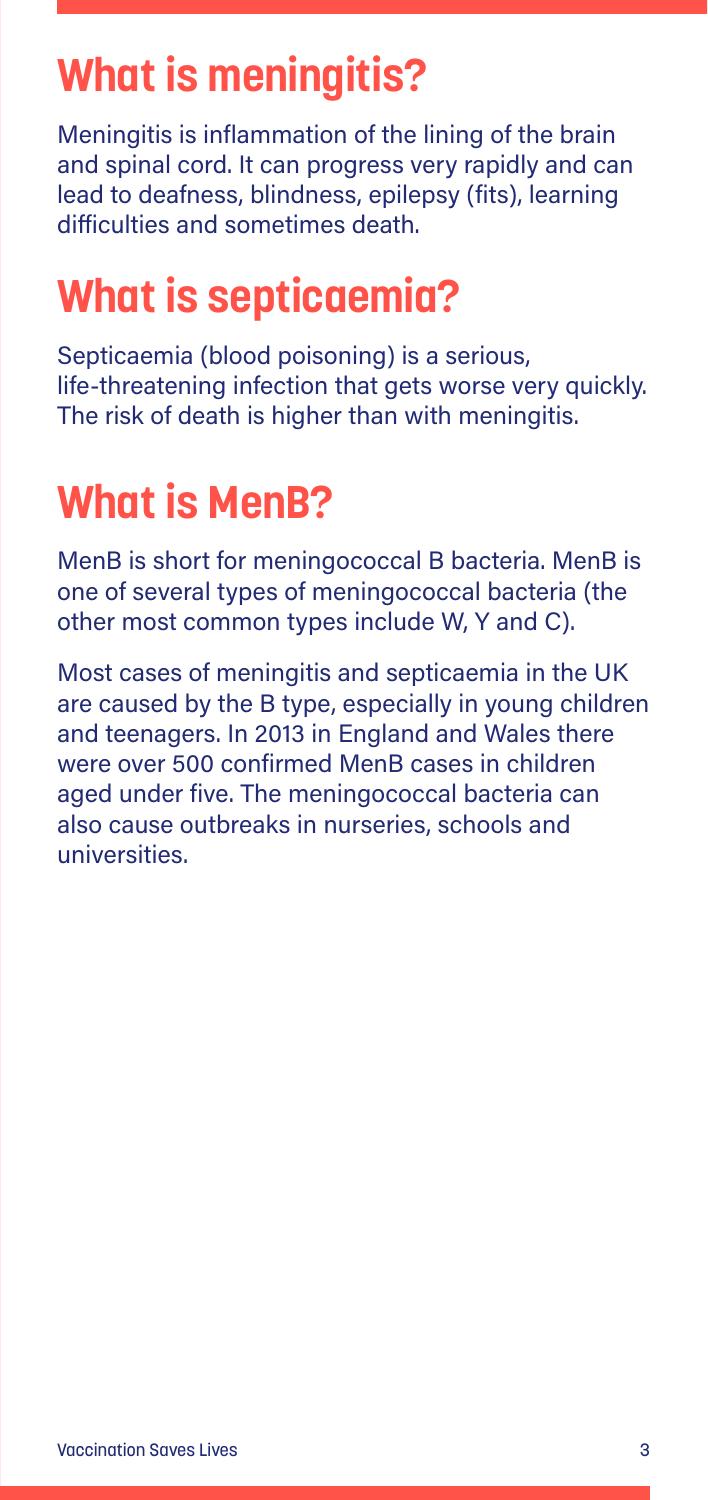# What is meningitis?

Meningitis is inflammation of the lining of the brain and spinal cord. It can progress very rapidly and can lead to deafness, blindness, epilepsy (fits), learning difficulties and sometimes death.

# What is septicaemia?

Septicaemia (blood poisoning) is a serious, life-threatening infection that gets worse very quickly. The risk of death is higher than with meningitis.

# What is MenB?

MenB is short for meningococcal B bacteria. MenB is one of several types of meningococcal bacteria (the other most common types include W, Y and C).

Most cases of meningitis and septicaemia in the UK are caused by the B type, especially in young children and teenagers. In 2013 in England and Wales there were over 500 confirmed MenB cases in children aged under five. The meningococcal bacteria can also cause outbreaks in nurseries, schools and universities.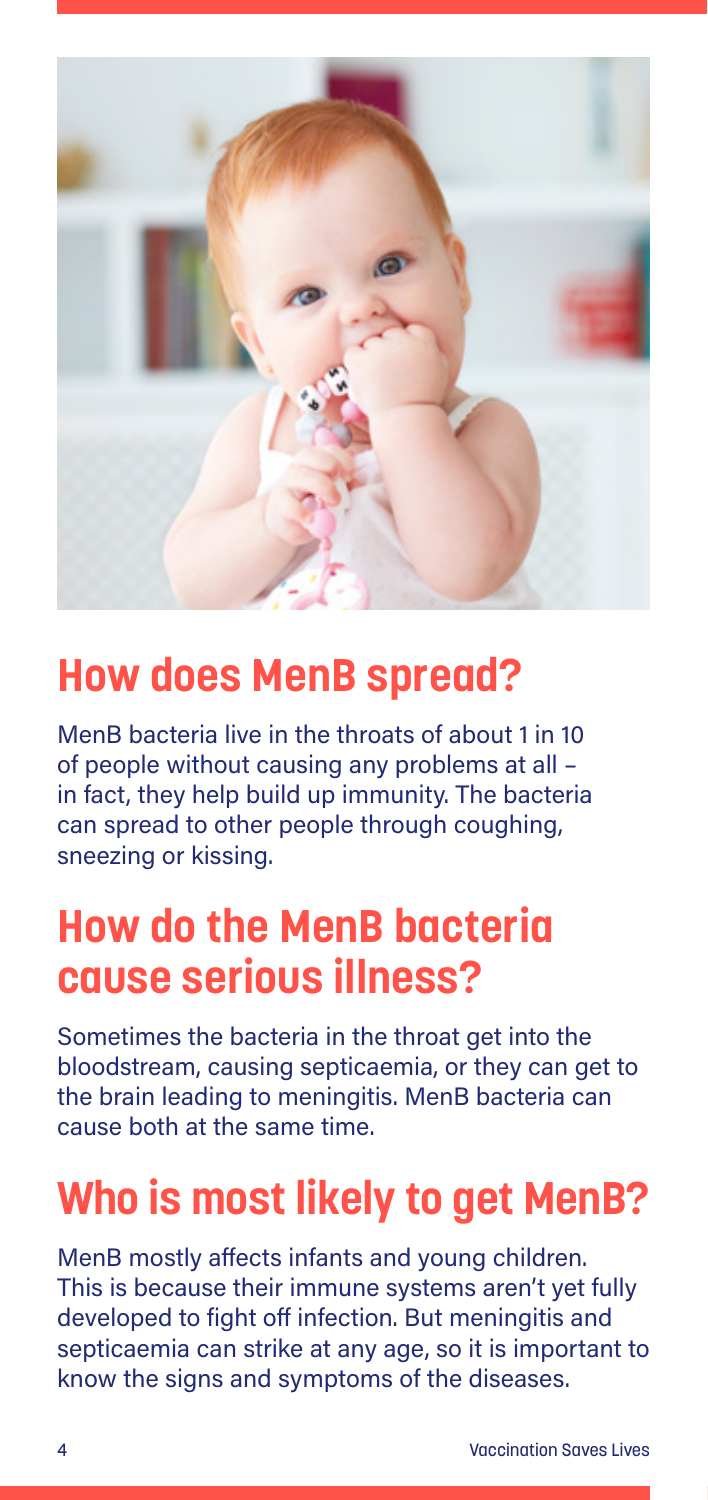## How does MenB spread?

MenB bacteria live in the throats of about 1 in 10 of people without causing any problems at all – in fact, they help build up immunity. The bacteria can spread to other people through coughing, sneezing or kissing.

## How do the MenB bacteria cause serious illness?

Sometimes the bacteria in the throat get into the bloodstream, causing septicaemia, or they can get to the brain leading to meningitis. MenB bacteria can cause both at the same time.

## Who is most likely to get MenB?

MenB mostly affects infants and young children. This is because their immune systems aren't yet fully developed to fight off infection. But meningitis and septicaemia can strike at any age, so it is important to know the signs and symptoms of the diseases.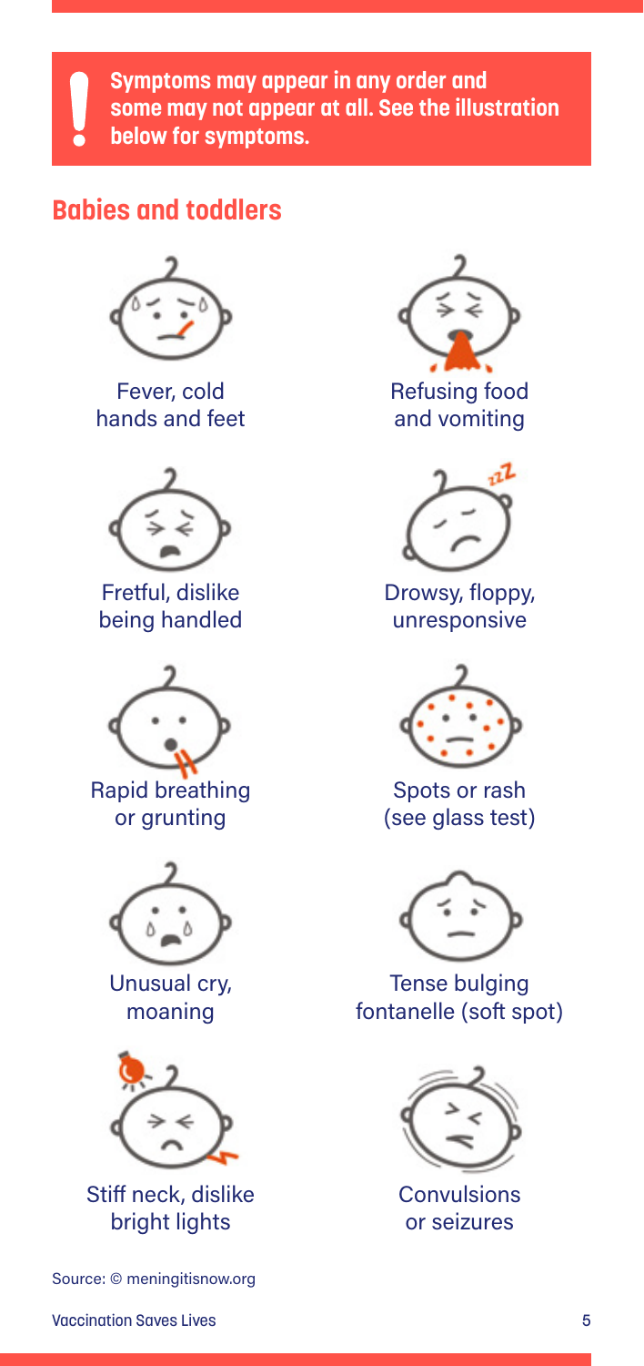**Symptoms may appear in any order and some may not appear at all. See the illustration below for symptoms.**

## Babies and toddlers

- Fever, cold hands and feet
- Refusing food and vomiting
- Fretful, dislike being handled
- Drowsy, floppy, unresponsive
- Rapid breathing or grunting
- Spots or rash (see glass test)
- Unusual cry, moaning
- Tense bulging fontanelle (soft spot)
- Stiff neck, dislike bright lights
- Convulsions or seizures

Source: © meningitisnow.org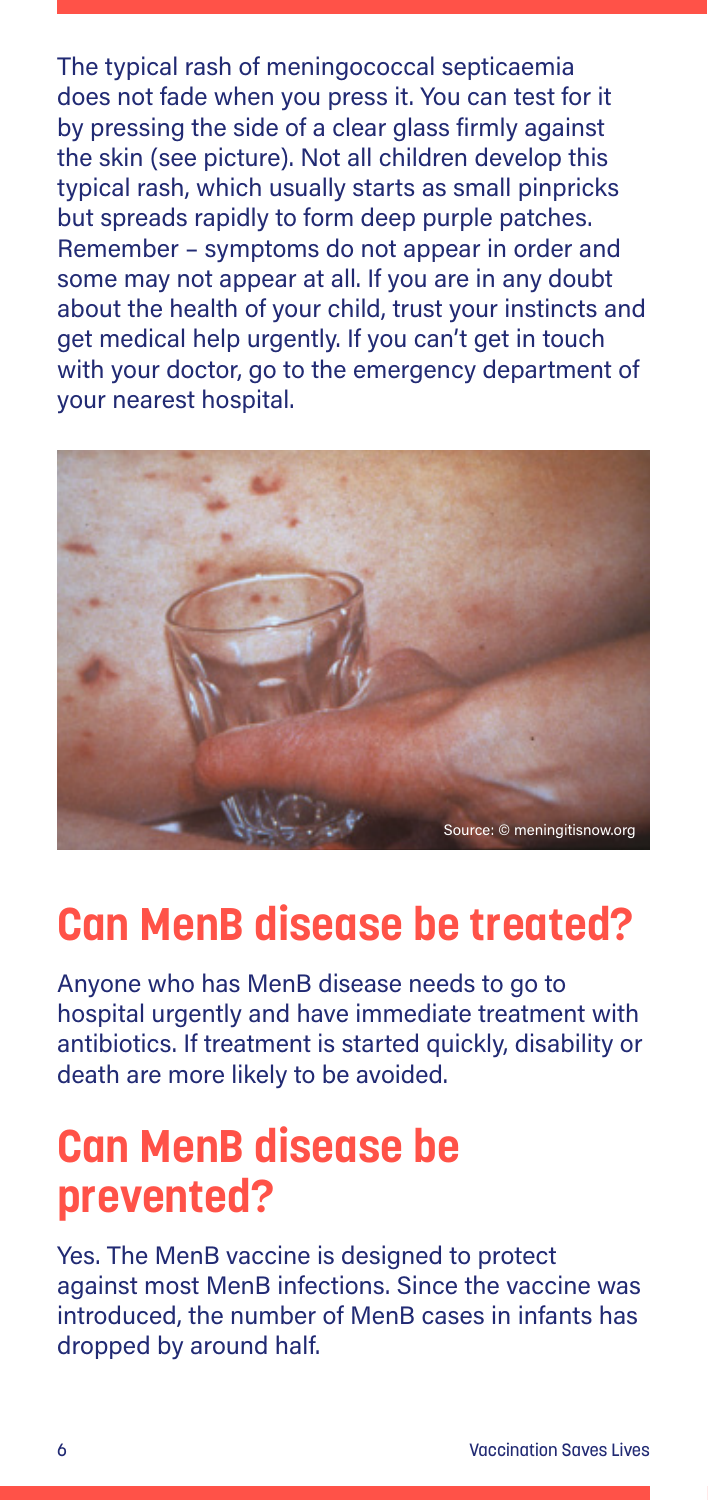The typical rash of meningococcal septicaemia does not fade when you press it. You can test for it by pressing the side of a clear glass firmly against the skin (see picture). Not all children develop this typical rash, which usually starts as small pinpricks but spreads rapidly to form deep purple patches. Remember – symptoms do not appear in order and some may not appear at all. If you are in any doubt about the health of your child, trust your instincts and get medical help urgently. If you can't get in touch with your doctor, go to the emergency department of your nearest hospital.

Source: © meningitisnow.org

## Can MenB disease be treated?

Anyone who has MenB disease needs to go to hospital urgently and have immediate treatment with antibiotics. If treatment is started quickly, disability or death are more likely to be avoided.

## Can MenB disease be prevented?

Yes. The MenB vaccine is designed to protect against most MenB infections. Since the vaccine was introduced, the number of MenB cases in infants has dropped by around half.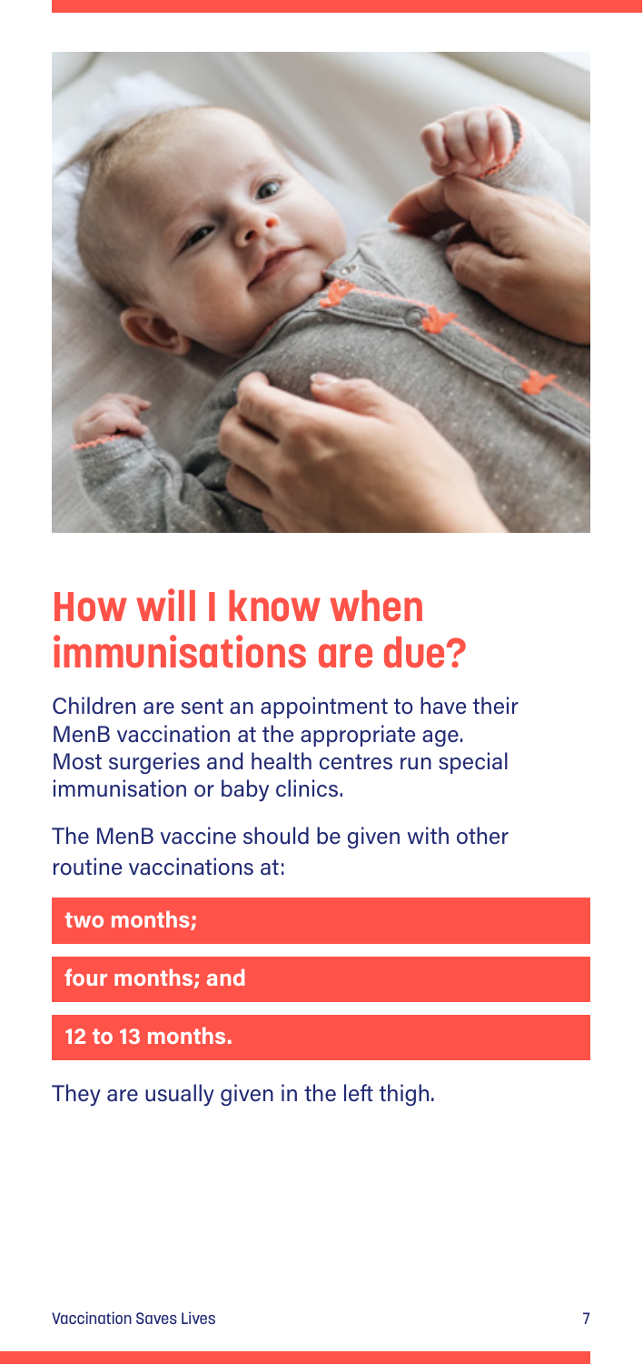# How will I know when immunisations are due?

Children are sent an appointment to have their MenB vaccination at the appropriate age. Most surgeries and health centres run special immunisation or baby clinics.

The MenB vaccine should be given with other routine vaccinations at:

- **two months;**
- **four months; and**
- **12 to 13 months.**

They are usually given in the left thigh.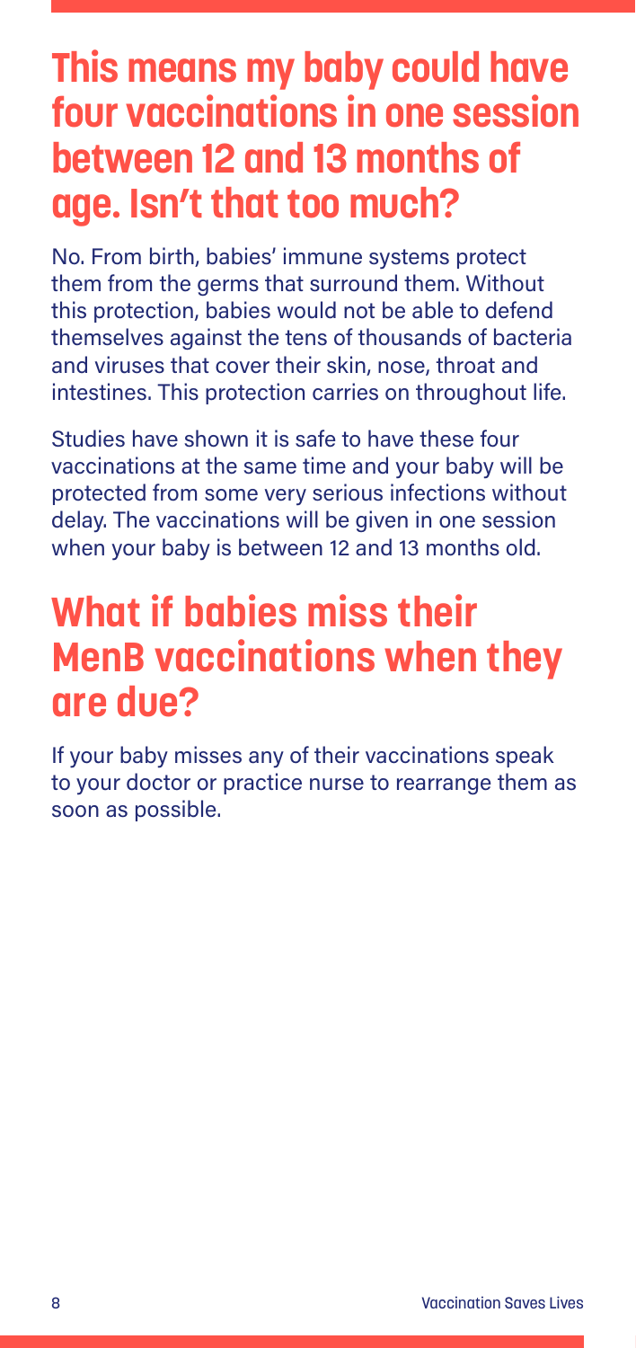## This means my baby could have four vaccinations in one session between 12 and 13 months of age. Isn't that too much?

No. From birth, babies' immune systems protect them from the germs that surround them. Without this protection, babies would not be able to defend themselves against the tens of thousands of bacteria and viruses that cover their skin, nose, throat and intestines. This protection carries on throughout life.

Studies have shown it is safe to have these four vaccinations at the same time and your baby will be protected from some very serious infections without delay. The vaccinations will be given in one session when your baby is between 12 and 13 months old.

## What if babies miss their MenB vaccinations when they are due?

If your baby misses any of their vaccinations speak to your doctor or practice nurse to rearrange them as soon as possible.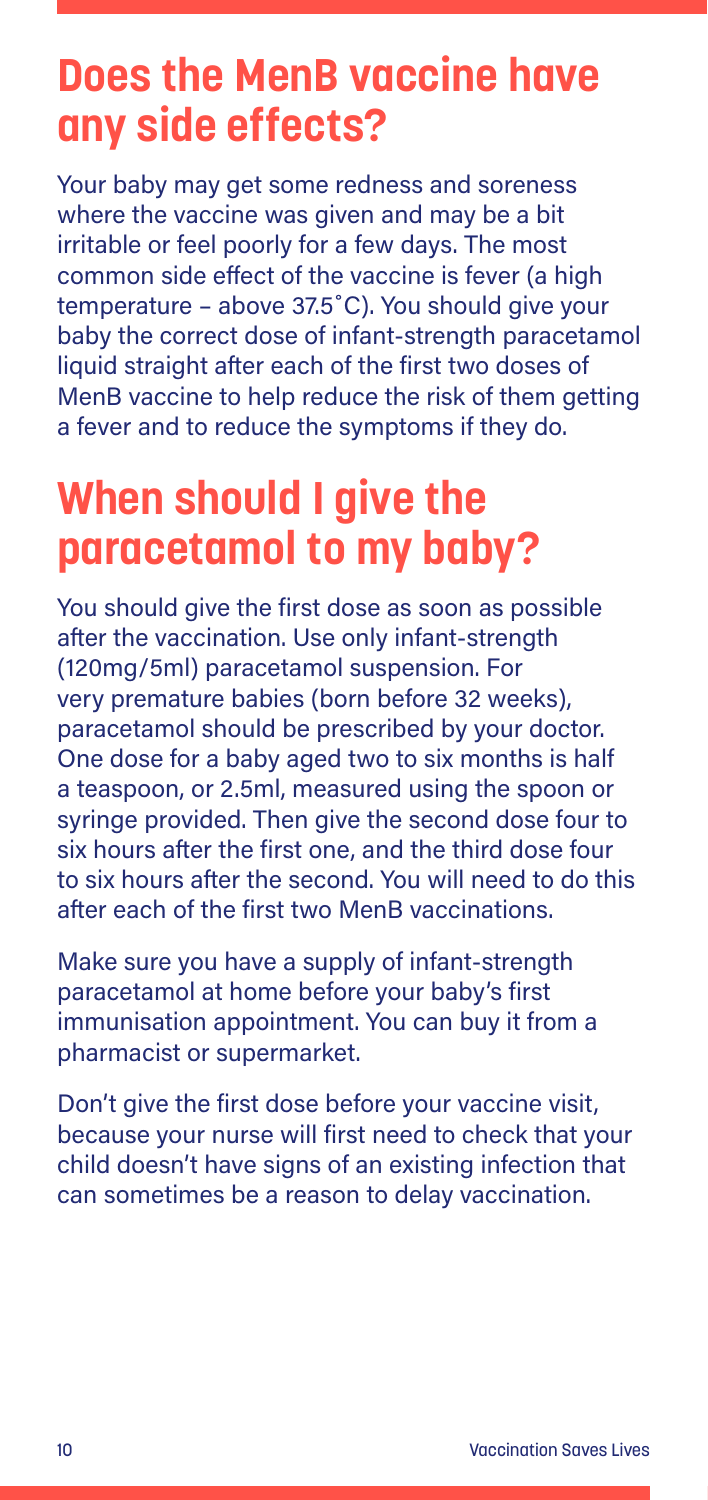## Does the MenB vaccine have any side effects?

Your baby may get some redness and soreness where the vaccine was given and may be a bit irritable or feel poorly for a few days. The most common side effect of the vaccine is fever (a high temperature – above 37.5˚C). You should give your baby the correct dose of infant-strength paracetamol liquid straight after each of the first two doses of MenB vaccine to help reduce the risk of them getting a fever and to reduce the symptoms if they do.

## When should I give the paracetamol to my baby?

You should give the first dose as soon as possible after the vaccination. Use only infant-strength (120mg/5ml) paracetamol suspension. For very premature babies (born before 32 weeks), paracetamol should be prescribed by your doctor. One dose for a baby aged two to six months is half a teaspoon, or 2.5ml, measured using the spoon or syringe provided. Then give the second dose four to six hours after the first one, and the third dose four to six hours after the second. You will need to do this after each of the first two MenB vaccinations.

Make sure you have a supply of infant-strength paracetamol at home before your baby's first immunisation appointment. You can buy it from a pharmacist or supermarket.

Don't give the first dose before your vaccine visit, because your nurse will first need to check that your child doesn't have signs of an existing infection that can sometimes be a reason to delay vaccination.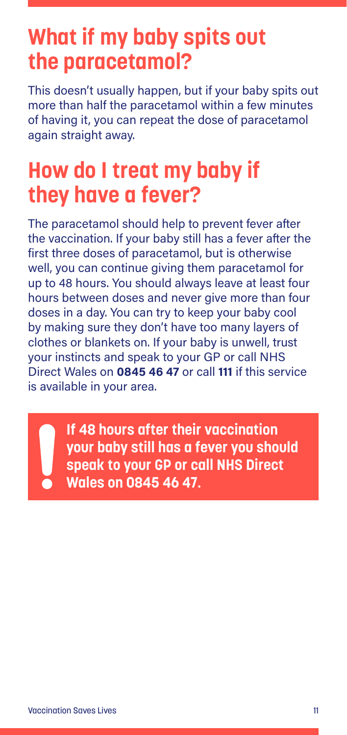## What if my baby spits out the paracetamol?

This doesn't usually happen, but if your baby spits out more than half the paracetamol within a few minutes of having it, you can repeat the dose of paracetamol again straight away.

## How do I treat my baby if they have a fever?

The paracetamol should help to prevent fever after the vaccination. If your baby still has a fever after the first three doses of paracetamol, but is otherwise well, you can continue giving them paracetamol for up to 48 hours. You should always leave at least four hours between doses and never give more than four doses in a day. You can try to keep your baby cool by making sure they don't have too many layers of clothes or blankets on. If your baby is unwell, trust your instincts and speak to your GP or call NHS Direct Wales on **0845 46 47** or call **111** if this service is available in your area.

> **If 48 hours after their vaccination your baby still has a fever you should speak to your GP or call NHS Direct Wales on 0845 46 47.**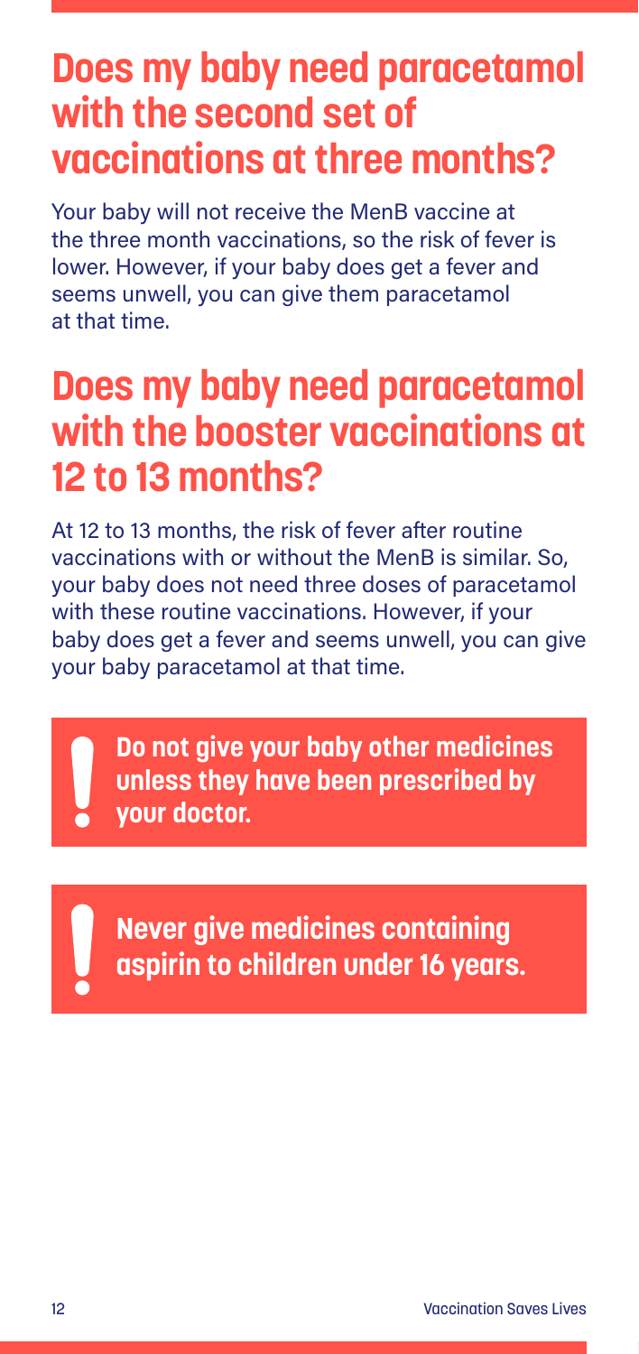## Does my baby need paracetamol with the second set of vaccinations at three months?

Your baby will not receive the MenB vaccine at the three month vaccinations, so the risk of fever is lower. However, if your baby does get a fever and seems unwell, you can give them paracetamol at that time.

## Does my baby need paracetamol with the booster vaccinations at 12 to 13 months?

At 12 to 13 months, the risk of fever after routine vaccinations with or without the MenB is similar. So, your baby does not need three doses of paracetamol with these routine vaccinations. However, if your baby does get a fever and seems unwell, you can give your baby paracetamol at that time.

> **Do not give your baby other medicines unless they have been prescribed by your doctor.**

> **Never give medicines containing aspirin to children under 16 years.**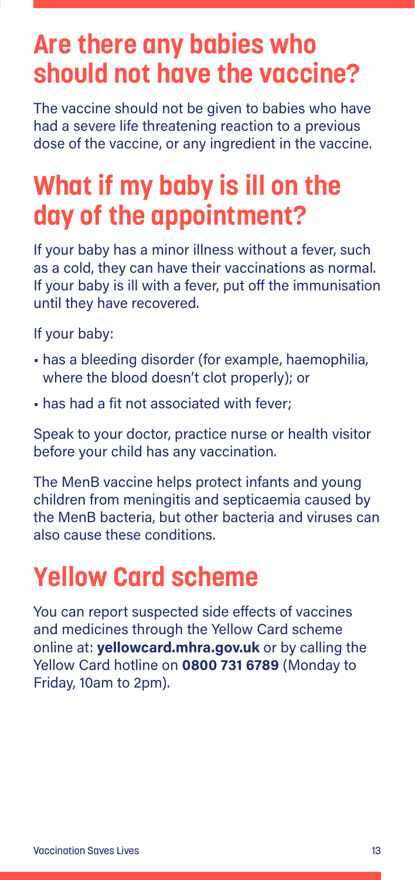## Are there any babies who should not have the vaccine?

The vaccine should not be given to babies who have had a severe life threatening reaction to a previous dose of the vaccine, or any ingredient in the vaccine.

## What if my baby is ill on the day of the appointment?

If your baby has a minor illness without a fever, such as a cold, they can have their vaccinations as normal. If your baby is ill with a fever, put off the immunisation until they have recovered.

If your baby:

- has a bleeding disorder (for example, haemophilia, where the blood doesn't clot properly); or
- has had a fit not associated with fever;

Speak to your doctor, practice nurse or health visitor before your child has any vaccination.

The MenB vaccine helps protect infants and young children from meningitis and septicaemia caused by the MenB bacteria, but other bacteria and viruses can also cause these conditions.

## Yellow Card scheme

You can report suspected side effects of vaccines and medicines through the Yellow Card scheme online at: **yellowcard.mhra.gov.uk** or by calling the Yellow Card hotline on **0800 731 6789** (Monday to Friday, 10am to 2pm).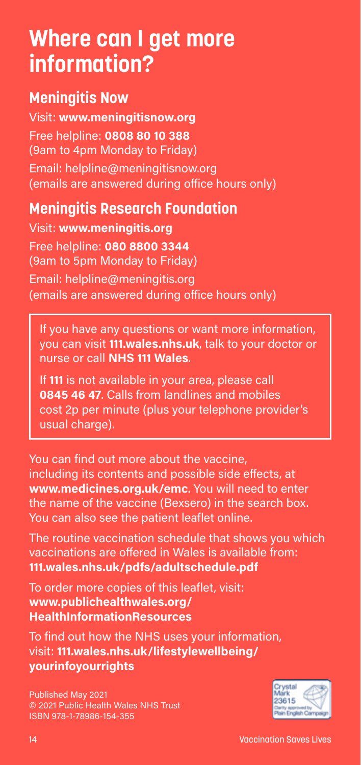# Where can I get more information?

## Meningitis Now

Visit: **www.meningitisnow.org**

Free helpline: **0808 80 10 388**
(9am to 4pm Monday to Friday)

Email: helpline@meningitisnow.org
(emails are answered during office hours only)

## Meningitis Research Foundation

Visit: **www.meningitis.org**

Free helpline: **080 8800 3344**
(9am to 5pm Monday to Friday)

Email: helpline@meningitis.org
(emails are answered during office hours only)

If you have any questions or want more information, you can visit **111.wales.nhs.uk**, talk to your doctor or nurse or call **NHS 111 Wales**.

If **111** is not available in your area, please call **0845 46 47**. Calls from landlines and mobiles cost 2p per minute (plus your telephone provider's usual charge).

You can find out more about the vaccine, including its contents and possible side effects, at **www.medicines.org.uk/emc**. You will need to enter the name of the vaccine (Bexsero) in the search box. You can also see the patient leaflet online.

The routine vaccination schedule that shows you which vaccinations are offered in Wales is available from: **111.wales.nhs.uk/pdfs/adultschedule.pdf**

To order more copies of this leaflet, visit: **www.publichealthwales.org/HealthInformationResources**

To find out how the NHS uses your information, visit: **111.wales.nhs.uk/lifestylewellbeing/yourinfoyourrights**

Published May 2021
© 2021 Public Health Wales NHS Trust
ISBN 978-1-78986-154-355

Crystal Mark 23615 Clarity approved by Plain English Campaign